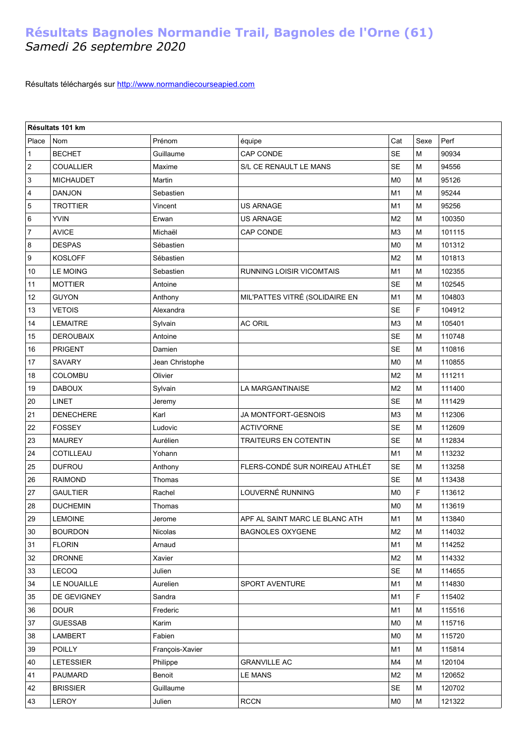# Résultats Bagnoles Normandie Trail, Bagnoles de l'Orne (61)

*Samedi 26 septembre 2020*

Résultats téléchargés sur http://www.normandiecourseapied.com

| Résultats 101 km | | | | | | |
|---|---|---|---|---|---|---|
| Place | Nom | Prénom | équipe | Cat | Sexe | Perf |
| 1 | BECHET | Guillaume | CAP CONDE | SE | M | 90934 |
| 2 | COUALLIER | Maxime | S/L CE RENAULT LE MANS | SE | M | 94556 |
| 3 | MICHAUDET | Martin | | M0 | M | 95126 |
| 4 | DANJON | Sebastien | | M1 | M | 95244 |
| 5 | TROTTIER | Vincent | US ARNAGE | M1 | M | 95256 |
| 6 | YVIN | Erwan | US ARNAGE | M2 | M | 100350 |
| 7 | AVICE | Michaël | CAP CONDE | M3 | M | 101115 |
| 8 | DESPAS | Sébastien | | M0 | M | 101312 |
| 9 | KOSLOFF | Sébastien | | M2 | M | 101813 |
| 10 | LE MOING | Sebastien | RUNNING LOISIR VICOMTAIS | M1 | M | 102355 |
| 11 | MOTTIER | Antoine | | SE | M | 102545 |
| 12 | GUYON | Anthony | MIL'PATTES VITRÉ (SOLIDAIRE EN | M1 | M | 104803 |
| 13 | VETOIS | Alexandra | | SE | F | 104912 |
| 14 | LEMAITRE | Sylvain | AC ORIL | M3 | M | 105401 |
| 15 | DEROUBAIX | Antoine | | SE | M | 110748 |
| 16 | PRIGENT | Damien | | SE | M | 110816 |
| 17 | SAVARY | Jean Christophe | | M0 | M | 110855 |
| 18 | COLOMBU | Olivier | | M2 | M | 111211 |
| 19 | DABOUX | Sylvain | LA MARGANTINAISE | M2 | M | 111400 |
| 20 | LINET | Jeremy | | SE | M | 111429 |
| 21 | DENECHERE | Karl | JA MONTFORT-GESNOIS | M3 | M | 112306 |
| 22 | FOSSEY | Ludovic | ACTIV'ORNE | SE | M | 112609 |
| 23 | MAUREY | Aurélien | TRAITEURS EN COTENTIN | SE | M | 112834 |
| 24 | COTILLEAU | Yohann | | M1 | M | 113232 |
| 25 | DUFROU | Anthony | FLERS-CONDÉ SUR NOIREAU ATHLÉT | SE | M | 113258 |
| 26 | RAIMOND | Thomas | | SE | M | 113438 |
| 27 | GAULTIER | Rachel | LOUVERNÉ RUNNING | M0 | F | 113612 |
| 28 | DUCHEMIN | Thomas | | M0 | M | 113619 |
| 29 | LEMOINE | Jerome | APF AL SAINT MARC LE BLANC ATH | M1 | M | 113840 |
| 30 | BOURDON | Nicolas | BAGNOLES OXYGENE | M2 | M | 114032 |
| 31 | FLORIN | Arnaud | | M1 | M | 114252 |
| 32 | DRONNE | Xavier | | M2 | M | 114332 |
| 33 | LECOQ | Julien | | SE | M | 114655 |
| 34 | LE NOUAILLE | Aurelien | SPORT AVENTURE | M1 | M | 114830 |
| 35 | DE GEVIGNEY | Sandra | | M1 | F | 115402 |
| 36 | DOUR | Frederic | | M1 | M | 115516 |
| 37 | GUESSAB | Karim | | M0 | M | 115716 |
| 38 | LAMBERT | Fabien | | M0 | M | 115720 |
| 39 | POILLY | François-Xavier | | M1 | M | 115814 |
| 40 | LETESSIER | Philippe | GRANVILLE AC | M4 | M | 120104 |
| 41 | PAUMARD | Benoit | LE MANS | M2 | M | 120652 |
| 42 | BRISSIER | Guillaume | | SE | M | 120702 |
| 43 | LEROY | Julien | RCCN | M0 | M | 121322 |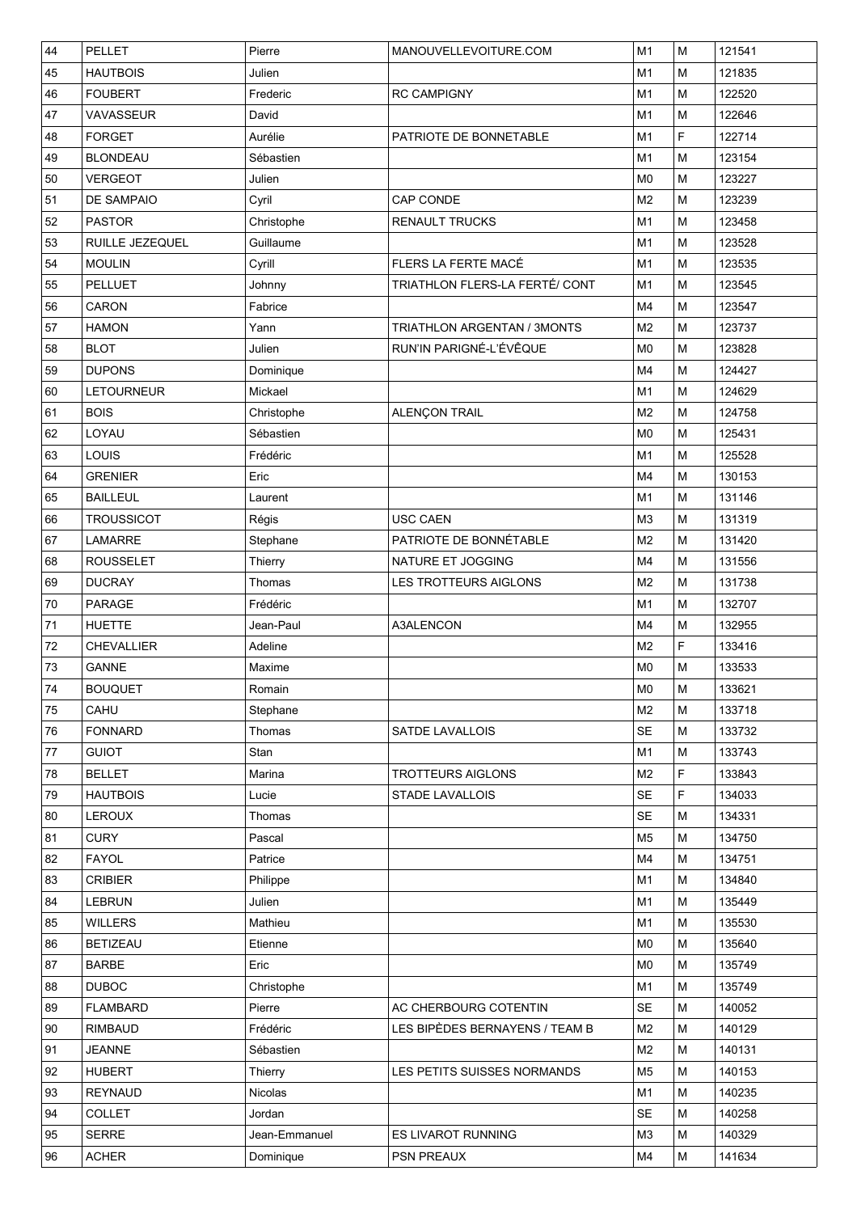| 44 | PELLET | Pierre | MANOUVELLEVOITURE.COM | M1 | M | 121541 |
|---|---|---|---|---|---|---|
| 45 | HAUTBOIS | Julien | | M1 | M | 121835 |
| 46 | FOUBERT | Frederic | RC CAMPIGNY | M1 | M | 122520 |
| 47 | VAVASSEUR | David | | M1 | M | 122646 |
| 48 | FORGET | Aurélie | PATRIOTE DE BONNETABLE | M1 | F | 122714 |
| 49 | BLONDEAU | Sébastien | | M1 | M | 123154 |
| 50 | VERGEOT | Julien | | M0 | M | 123227 |
| 51 | DE SAMPAIO | Cyril | CAP CONDE | M2 | M | 123239 |
| 52 | PASTOR | Christophe | RENAULT TRUCKS | M1 | M | 123458 |
| 53 | RUILLE JEZEQUEL | Guillaume | | M1 | M | 123528 |
| 54 | MOULIN | Cyrill | FLERS LA FERTE MACÉ | M1 | M | 123535 |
| 55 | PELLUET | Johnny | TRIATHLON FLERS-LA FERTÉ/ CONT | M1 | M | 123545 |
| 56 | CARON | Fabrice | | M4 | M | 123547 |
| 57 | HAMON | Yann | TRIATHLON ARGENTAN / 3MONTS | M2 | M | 123737 |
| 58 | BLOT | Julien | RUN'IN PARIGNÉ-L'ÉVÊQUE | M0 | M | 123828 |
| 59 | DUPONS | Dominique | | M4 | M | 124427 |
| 60 | LETOURNEUR | Mickael | | M1 | M | 124629 |
| 61 | BOIS | Christophe | ALENÇON TRAIL | M2 | M | 124758 |
| 62 | LOYAU | Sébastien | | M0 | M | 125431 |
| 63 | LOUIS | Frédéric | | M1 | M | 125528 |
| 64 | GRENIER | Eric | | M4 | M | 130153 |
| 65 | BAILLEUL | Laurent | | M1 | M | 131146 |
| 66 | TROUSSICOT | Régis | USC CAEN | M3 | M | 131319 |
| 67 | LAMARRE | Stephane | PATRIOTE DE BONNÉTABLE | M2 | M | 131420 |
| 68 | ROUSSELET | Thierry | NATURE ET JOGGING | M4 | M | 131556 |
| 69 | DUCRAY | Thomas | LES TROTTEURS AIGLONS | M2 | M | 131738 |
| 70 | PARAGE | Frédéric | | M1 | M | 132707 |
| 71 | HUETTE | Jean-Paul | A3ALENCON | M4 | M | 132955 |
| 72 | CHEVALLIER | Adeline | | M2 | F | 133416 |
| 73 | GANNE | Maxime | | M0 | M | 133533 |
| 74 | BOUQUET | Romain | | M0 | M | 133621 |
| 75 | CAHU | Stephane | | M2 | M | 133718 |
| 76 | FONNARD | Thomas | SATDE LAVALLOIS | SE | M | 133732 |
| 77 | GUIOT | Stan | | M1 | M | 133743 |
| 78 | BELLET | Marina | TROTTEURS AIGLONS | M2 | F | 133843 |
| 79 | HAUTBOIS | Lucie | STADE LAVALLOIS | SE | F | 134033 |
| 80 | LEROUX | Thomas | | SE | M | 134331 |
| 81 | CURY | Pascal | | M5 | M | 134750 |
| 82 | FAYOL | Patrice | | M4 | M | 134751 |
| 83 | CRIBIER | Philippe | | M1 | M | 134840 |
| 84 | LEBRUN | Julien | | M1 | M | 135449 |
| 85 | WILLERS | Mathieu | | M1 | M | 135530 |
| 86 | BETIZEAU | Etienne | | M0 | M | 135640 |
| 87 | BARBE | Eric | | M0 | M | 135749 |
| 88 | DUBOC | Christophe | | M1 | M | 135749 |
| 89 | FLAMBARD | Pierre | AC CHERBOURG COTENTIN | SE | M | 140052 |
| 90 | RIMBAUD | Frédéric | LES BIPÈDES BERNAYENS / TEAM B | M2 | M | 140129 |
| 91 | JEANNE | Sébastien | | M2 | M | 140131 |
| 92 | HUBERT | Thierry | LES PETITS SUISSES NORMANDS | M5 | M | 140153 |
| 93 | REYNAUD | Nicolas | | M1 | M | 140235 |
| 94 | COLLET | Jordan | | SE | M | 140258 |
| 95 | SERRE | Jean-Emmanuel | ES LIVAROT RUNNING | M3 | M | 140329 |
| 96 | ACHER | Dominique | PSN PREAUX | M4 | M | 141634 |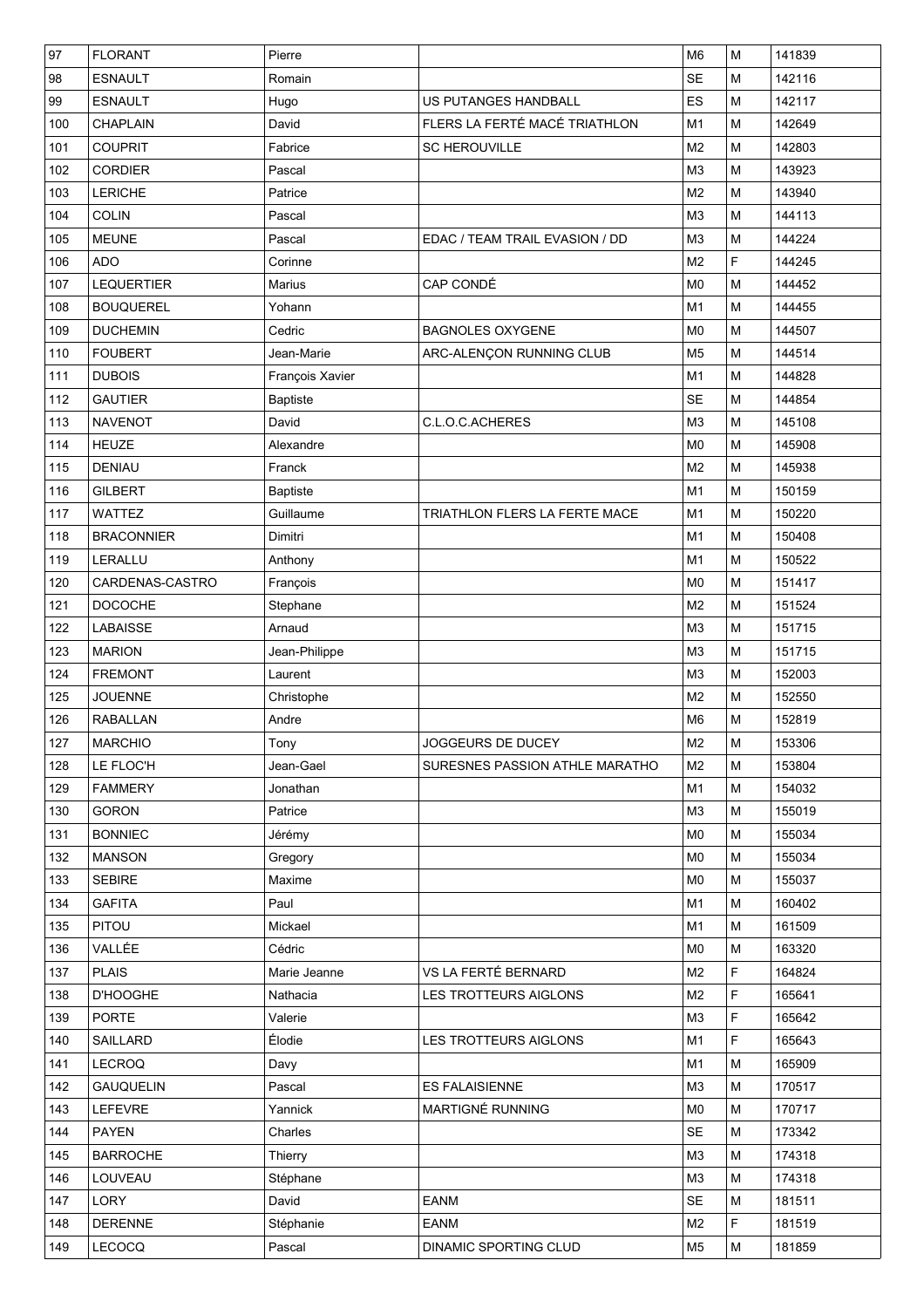| | | | | | | |
|---|---|---|---|---|---|---|
| 97 | FLORANT | Pierre | | M6 | M | 141839 |
| 98 | ESNAULT | Romain | | SE | M | 142116 |
| 99 | ESNAULT | Hugo | US PUTANGES HANDBALL | ES | M | 142117 |
| 100 | CHAPLAIN | David | FLERS LA FERTÉ MACÉ TRIATHLON | M1 | M | 142649 |
| 101 | COUPRIT | Fabrice | SC HEROUVILLE | M2 | M | 142803 |
| 102 | CORDIER | Pascal | | M3 | M | 143923 |
| 103 | LERICHE | Patrice | | M2 | M | 143940 |
| 104 | COLIN | Pascal | | M3 | M | 144113 |
| 105 | MEUNE | Pascal | EDAC / TEAM TRAIL EVASION / DD | M3 | M | 144224 |
| 106 | ADO | Corinne | | M2 | F | 144245 |
| 107 | LEQUERTIER | Marius | CAP CONDÉ | M0 | M | 144452 |
| 108 | BOUQUEREL | Yohann | | M1 | M | 144455 |
| 109 | DUCHEMIN | Cedric | BAGNOLES OXYGENE | M0 | M | 144507 |
| 110 | FOUBERT | Jean-Marie | ARC-ALENÇON RUNNING CLUB | M5 | M | 144514 |
| 111 | DUBOIS | François Xavier | | M1 | M | 144828 |
| 112 | GAUTIER | Baptiste | | SE | M | 144854 |
| 113 | NAVENOT | David | C.L.O.C.ACHERES | M3 | M | 145108 |
| 114 | HEUZE | Alexandre | | M0 | M | 145908 |
| 115 | DENIAU | Franck | | M2 | M | 145938 |
| 116 | GILBERT | Baptiste | | M1 | M | 150159 |
| 117 | WATTEZ | Guillaume | TRIATHLON FLERS LA FERTE MACE | M1 | M | 150220 |
| 118 | BRACONNIER | Dimitri | | M1 | M | 150408 |
| 119 | LERALLU | Anthony | | M1 | M | 150522 |
| 120 | CARDENAS-CASTRO | François | | M0 | M | 151417 |
| 121 | DOCOCHE | Stephane | | M2 | M | 151524 |
| 122 | LABAISSE | Arnaud | | M3 | M | 151715 |
| 123 | MARION | Jean-Philippe | | M3 | M | 151715 |
| 124 | FREMONT | Laurent | | M3 | M | 152003 |
| 125 | JOUENNE | Christophe | | M2 | M | 152550 |
| 126 | RABALLAN | Andre | | M6 | M | 152819 |
| 127 | MARCHIO | Tony | JOGGEURS DE DUCEY | M2 | M | 153306 |
| 128 | LE FLOC'H | Jean-Gael | SURESNES PASSION ATHLE MARATHO | M2 | M | 153804 |
| 129 | FAMMERY | Jonathan | | M1 | M | 154032 |
| 130 | GORON | Patrice | | M3 | M | 155019 |
| 131 | BONNIEC | Jérémy | | M0 | M | 155034 |
| 132 | MANSON | Gregory | | M0 | M | 155034 |
| 133 | SEBIRE | Maxime | | M0 | M | 155037 |
| 134 | GAFITA | Paul | | M1 | M | 160402 |
| 135 | PITOU | Mickael | | M1 | M | 161509 |
| 136 | VALLÉE | Cédric | | M0 | M | 163320 |
| 137 | PLAIS | Marie Jeanne | VS LA FERTÉ BERNARD | M2 | F | 164824 |
| 138 | D'HOOGHE | Nathacia | LES TROTTEURS AIGLONS | M2 | F | 165641 |
| 139 | PORTE | Valerie | | M3 | F | 165642 |
| 140 | SAILLARD | Élodie | LES TROTTEURS AIGLONS | M1 | F | 165643 |
| 141 | LECROQ | Davy | | M1 | M | 165909 |
| 142 | GAUQUELIN | Pascal | ES FALAISIENNE | M3 | M | 170517 |
| 143 | LEFEVRE | Yannick | MARTIGNÉ RUNNING | M0 | M | 170717 |
| 144 | PAYEN | Charles | | SE | M | 173342 |
| 145 | BARROCHE | Thierry | | M3 | M | 174318 |
| 146 | LOUVEAU | Stéphane | | M3 | M | 174318 |
| 147 | LORY | David | EANM | SE | M | 181511 |
| 148 | DERENNE | Stéphanie | EANM | M2 | F | 181519 |
| 149 | LECOCQ | Pascal | DINAMIC SPORTING CLUD | M5 | M | 181859 |